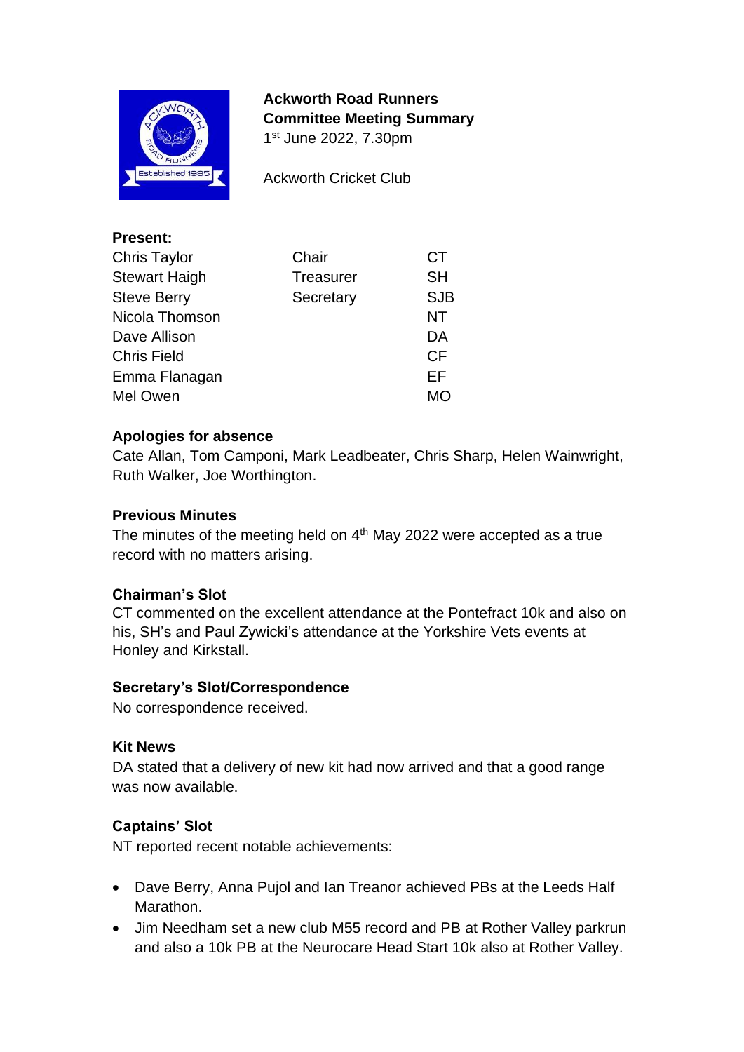**Ackworth Road Runners**
**Committee Meeting Summary**
1st June 2022, 7.30pm

Ackworth Cricket Club

**Present:**

| | | |
|---|---|---|
| Chris Taylor | Chair | CT |
| Stewart Haigh | Treasurer | SH |
| Steve Berry | Secretary | SJB |
| Nicola Thomson | | NT |
| Dave Allison | | DA |
| Chris Field | | CF |
| Emma Flanagan | | EF |
| Mel Owen | | MO |

**Apologies for absence**
Cate Allan, Tom Camponi, Mark Leadbeater, Chris Sharp, Helen Wainwright, Ruth Walker, Joe Worthington.

**Previous Minutes**
The minutes of the meeting held on 4th May 2022 were accepted as a true record with no matters arising.

**Chairman's Slot**
CT commented on the excellent attendance at the Pontefract 10k and also on his, SH's and Paul Zywicki's attendance at the Yorkshire Vets events at Honley and Kirkstall.

**Secretary's Slot/Correspondence**
No correspondence received.

**Kit News**
DA stated that a delivery of new kit had now arrived and that a good range was now available.

**Captains' Slot**
NT reported recent notable achievements:

- Dave Berry, Anna Pujol and Ian Treanor achieved PBs at the Leeds Half Marathon.
- Jim Needham set a new club M55 record and PB at Rother Valley parkrun and also a 10k PB at the Neurocare Head Start 10k also at Rother Valley.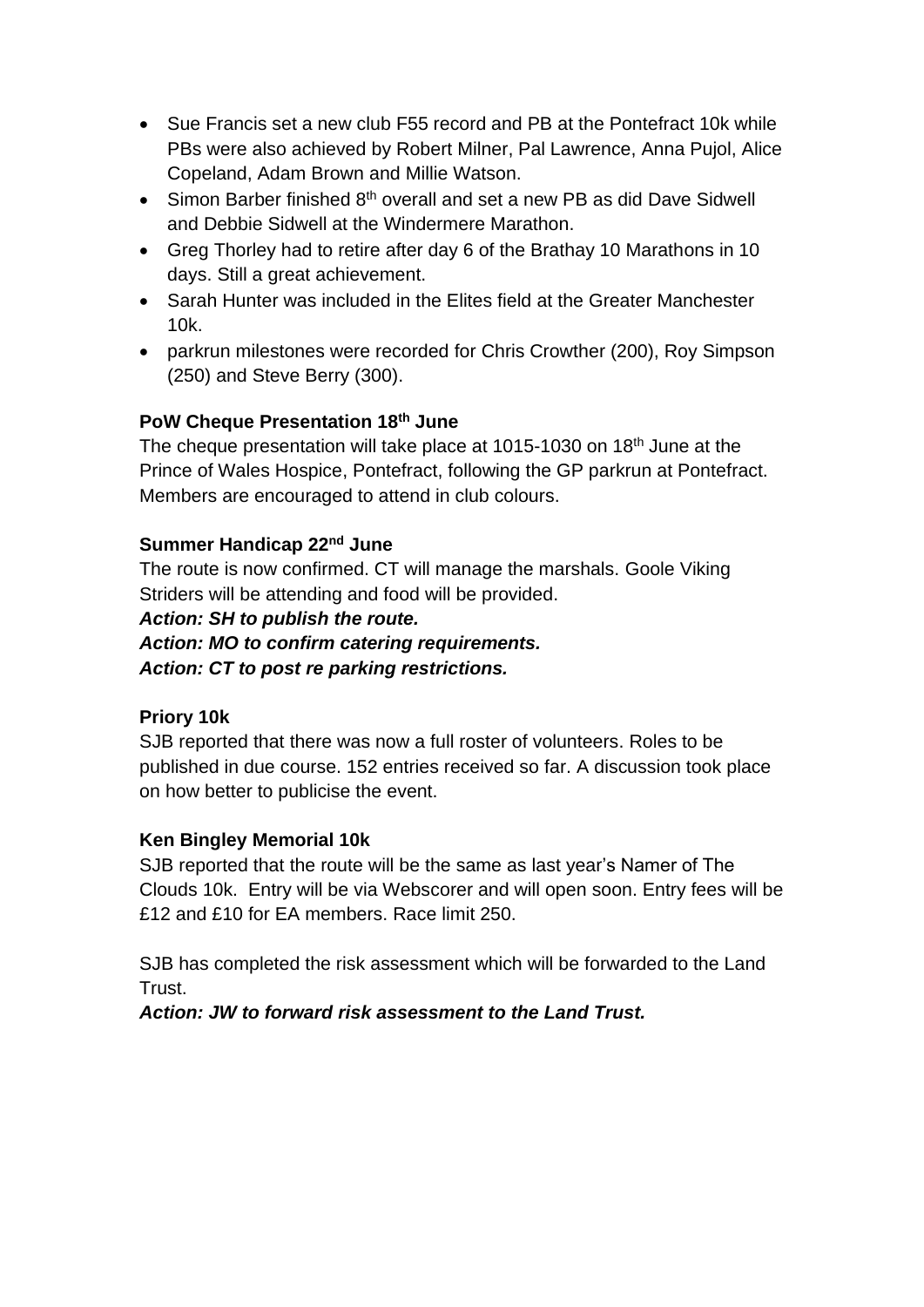- Sue Francis set a new club F55 record and PB at the Pontefract 10k while PBs were also achieved by Robert Milner, Pal Lawrence, Anna Pujol, Alice Copeland, Adam Brown and Millie Watson.
- Simon Barber finished 8th overall and set a new PB as did Dave Sidwell and Debbie Sidwell at the Windermere Marathon.
- Greg Thorley had to retire after day 6 of the Brathay 10 Marathons in 10 days. Still a great achievement.
- Sarah Hunter was included in the Elites field at the Greater Manchester 10k.
- parkrun milestones were recorded for Chris Crowther (200), Roy Simpson (250) and Steve Berry (300).

**PoW Cheque Presentation 18th June**

The cheque presentation will take place at 1015-1030 on 18th June at the Prince of Wales Hospice, Pontefract, following the GP parkrun at Pontefract. Members are encouraged to attend in club colours.

**Summer Handicap 22nd June**

The route is now confirmed. CT will manage the marshals. Goole Viking Striders will be attending and food will be provided.

***Action: SH to publish the route.***

***Action: MO to confirm catering requirements.***

***Action: CT to post re parking restrictions.***

**Priory 10k**

SJB reported that there was now a full roster of volunteers. Roles to be published in due course. 152 entries received so far. A discussion took place on how better to publicise the event.

**Ken Bingley Memorial 10k**

SJB reported that the route will be the same as last year's Namer of The Clouds 10k. Entry will be via Webscorer and will open soon. Entry fees will be £12 and £10 for EA members. Race limit 250.

SJB has completed the risk assessment which will be forwarded to the Land Trust.

***Action: JW to forward risk assessment to the Land Trust.***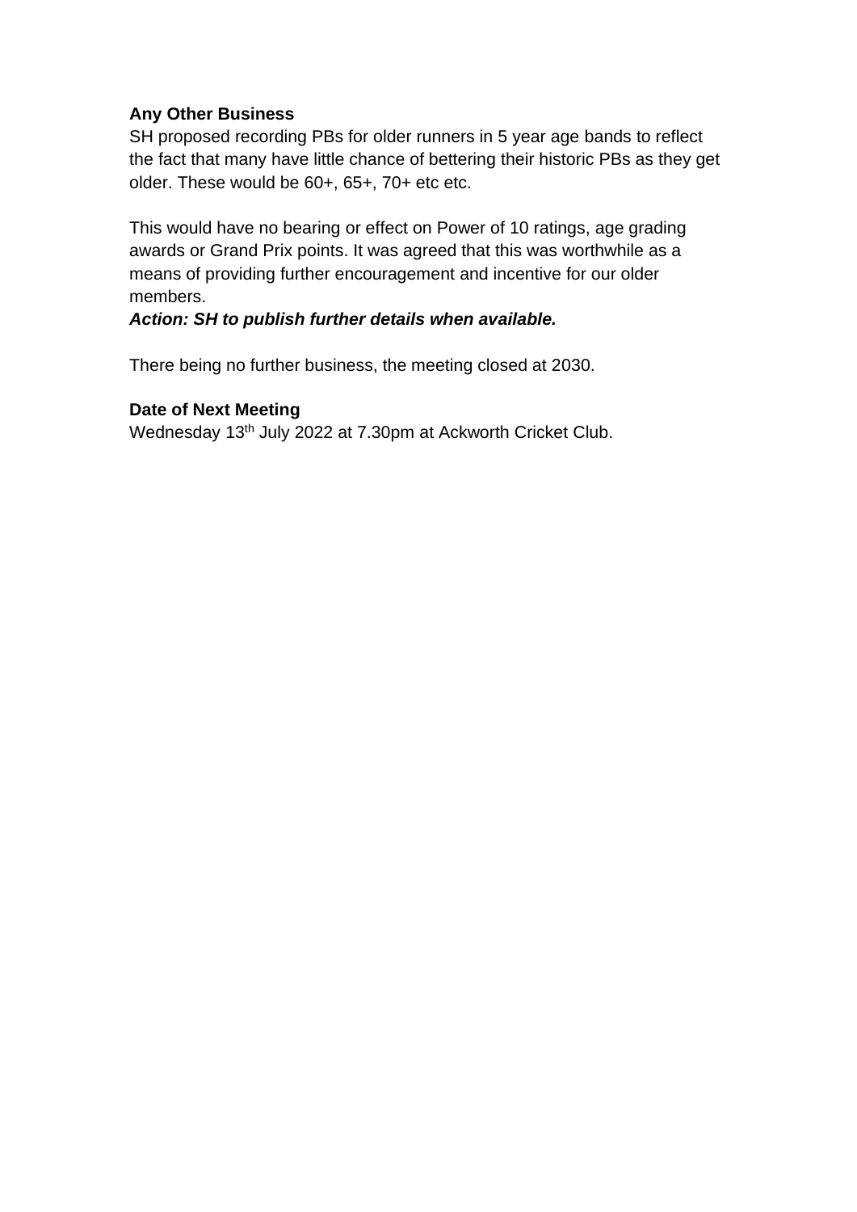**Any Other Business**

SH proposed recording PBs for older runners in 5 year age bands to reflect the fact that many have little chance of bettering their historic PBs as they get older. These would be 60+, 65+, 70+ etc etc.

This would have no bearing or effect on Power of 10 ratings, age grading awards or Grand Prix points. It was agreed that this was worthwhile as a means of providing further encouragement and incentive for our older members.

***Action: SH to publish further details when available.***

There being no further business, the meeting closed at 2030.

**Date of Next Meeting**

Wednesday 13th July 2022 at 7.30pm at Ackworth Cricket Club.